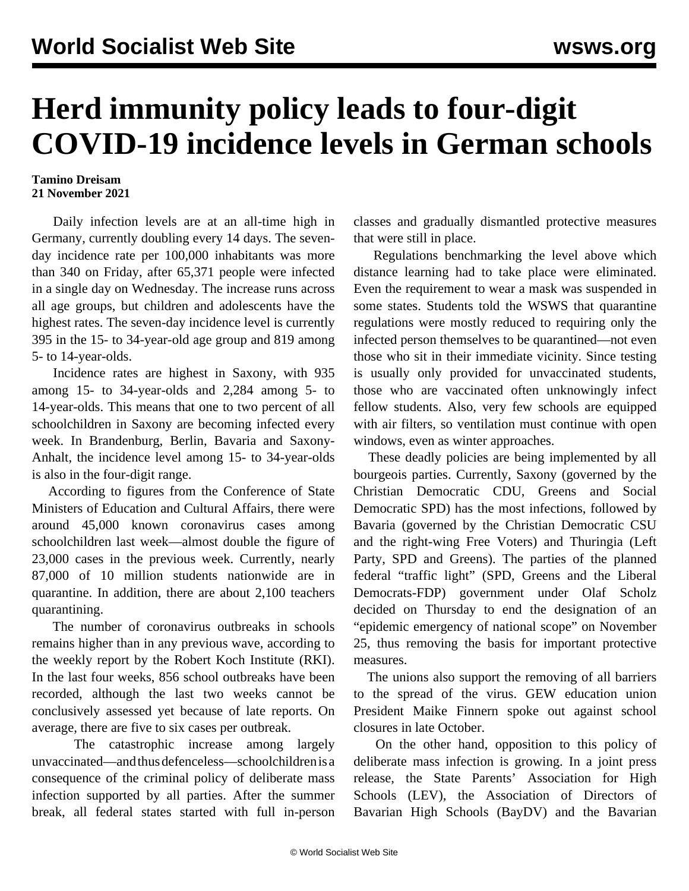# Herd immunity policy leads to four-digit COVID-19 incidence levels in German schools

**Tamino Dreisam**
**21 November 2021**

Daily infection levels are at an all-time high in Germany, currently doubling every 14 days. The seven-day incidence rate per 100,000 inhabitants was more than 340 on Friday, after 65,371 people were infected in a single day on Wednesday. The increase runs across all age groups, but children and adolescents have the highest rates. The seven-day incidence level is currently 395 in the 15- to 34-year-old age group and 819 among 5- to 14-year-olds.

Incidence rates are highest in Saxony, with 935 among 15- to 34-year-olds and 2,284 among 5- to 14-year-olds. This means that one to two percent of all schoolchildren in Saxony are becoming infected every week. In Brandenburg, Berlin, Bavaria and Saxony-Anhalt, the incidence level among 15- to 34-year-olds is also in the four-digit range.

According to figures from the Conference of State Ministers of Education and Cultural Affairs, there were around 45,000 known coronavirus cases among schoolchildren last week—almost double the figure of 23,000 cases in the previous week. Currently, nearly 87,000 of 10 million students nationwide are in quarantine. In addition, there are about 2,100 teachers quarantining.

The number of coronavirus outbreaks in schools remains higher than in any previous wave, according to the weekly report by the Robert Koch Institute (RKI). In the last four weeks, 856 school outbreaks have been recorded, although the last two weeks cannot be conclusively assessed yet because of late reports. On average, there are five to six cases per outbreak.

The catastrophic increase among largely unvaccinated—and thus defenceless—schoolchildren is a consequence of the criminal policy of deliberate mass infection supported by all parties. After the summer break, all federal states started with full in-person classes and gradually dismantled protective measures that were still in place.

Regulations benchmarking the level above which distance learning had to take place were eliminated. Even the requirement to wear a mask was suspended in some states. Students told the WSWS that quarantine regulations were mostly reduced to requiring only the infected person themselves to be quarantined—not even those who sit in their immediate vicinity. Since testing is usually only provided for unvaccinated students, those who are vaccinated often unknowingly infect fellow students. Also, very few schools are equipped with air filters, so ventilation must continue with open windows, even as winter approaches.

These deadly policies are being implemented by all bourgeois parties. Currently, Saxony (governed by the Christian Democratic CDU, Greens and Social Democratic SPD) has the most infections, followed by Bavaria (governed by the Christian Democratic CSU and the right-wing Free Voters) and Thuringia (Left Party, SPD and Greens). The parties of the planned federal "traffic light" (SPD, Greens and the Liberal Democrats-FDP) government under Olaf Scholz decided on Thursday to end the designation of an "epidemic emergency of national scope" on November 25, thus removing the basis for important protective measures.

The unions also support the removing of all barriers to the spread of the virus. GEW education union President Maike Finnern spoke out against school closures in late October.

On the other hand, opposition to this policy of deliberate mass infection is growing. In a joint press release, the State Parents' Association for High Schools (LEV), the Association of Directors of Bavarian High Schools (BayDV) and the Bavarian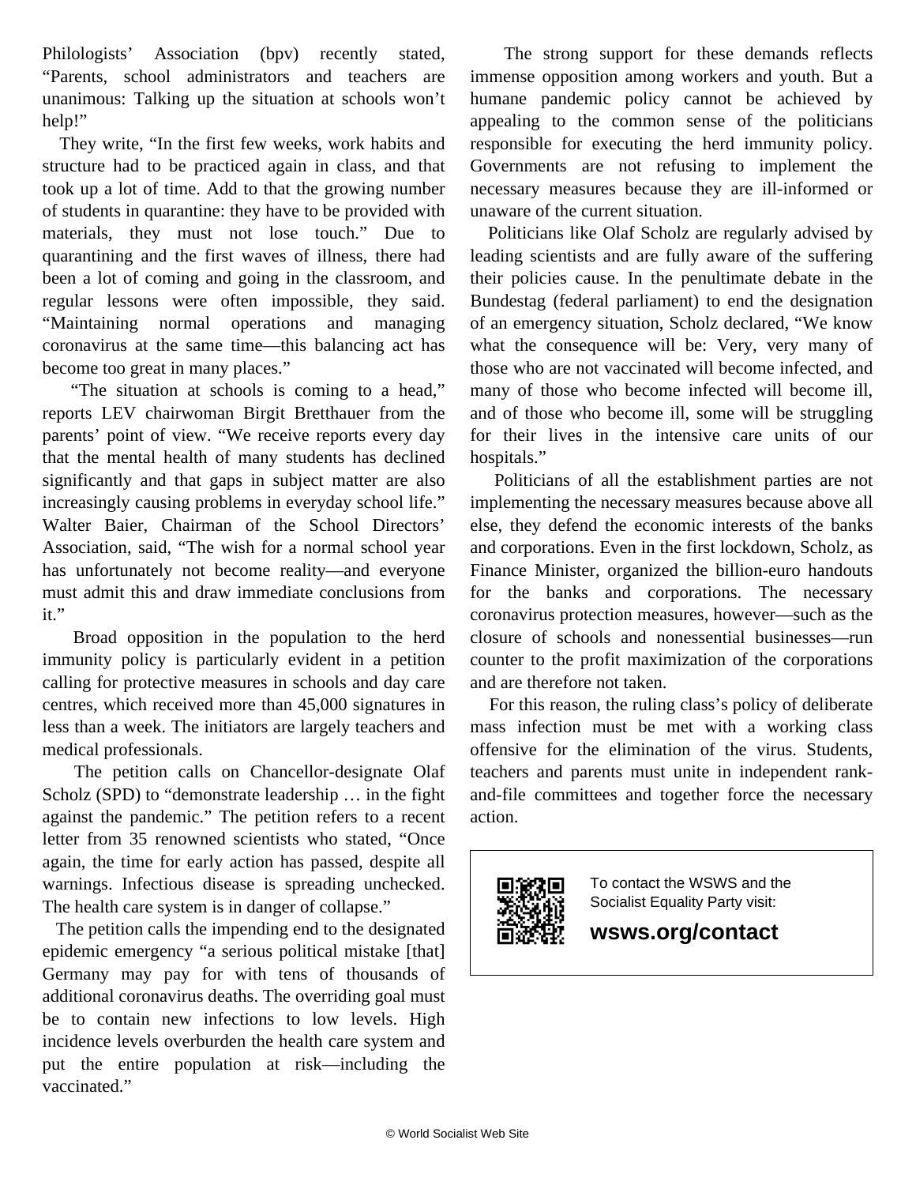Philologists' Association (bpv) recently stated, "Parents, school administrators and teachers are unanimous: Talking up the situation at schools won't help!"

They write, "In the first few weeks, work habits and structure had to be practiced again in class, and that took up a lot of time. Add to that the growing number of students in quarantine: they have to be provided with materials, they must not lose touch." Due to quarantining and the first waves of illness, there had been a lot of coming and going in the classroom, and regular lessons were often impossible, they said. "Maintaining normal operations and managing coronavirus at the same time—this balancing act has become too great in many places."

"The situation at schools is coming to a head," reports LEV chairwoman Birgit Bretthauer from the parents' point of view. "We receive reports every day that the mental health of many students has declined significantly and that gaps in subject matter are also increasingly causing problems in everyday school life." Walter Baier, Chairman of the School Directors' Association, said, "The wish for a normal school year has unfortunately not become reality—and everyone must admit this and draw immediate conclusions from it."

Broad opposition in the population to the herd immunity policy is particularly evident in a petition calling for protective measures in schools and day care centres, which received more than 45,000 signatures in less than a week. The initiators are largely teachers and medical professionals.

The petition calls on Chancellor-designate Olaf Scholz (SPD) to "demonstrate leadership … in the fight against the pandemic." The petition refers to a recent letter from 35 renowned scientists who stated, "Once again, the time for early action has passed, despite all warnings. Infectious disease is spreading unchecked. The health care system is in danger of collapse."

The petition calls the impending end to the designated epidemic emergency "a serious political mistake [that] Germany may pay for with tens of thousands of additional coronavirus deaths. The overriding goal must be to contain new infections to low levels. High incidence levels overburden the health care system and put the entire population at risk—including the vaccinated."

The strong support for these demands reflects immense opposition among workers and youth. But a humane pandemic policy cannot be achieved by appealing to the common sense of the politicians responsible for executing the herd immunity policy. Governments are not refusing to implement the necessary measures because they are ill-informed or unaware of the current situation.

Politicians like Olaf Scholz are regularly advised by leading scientists and are fully aware of the suffering their policies cause. In the penultimate debate in the Bundestag (federal parliament) to end the designation of an emergency situation, Scholz declared, "We know what the consequence will be: Very, very many of those who are not vaccinated will become infected, and many of those who become infected will become ill, and of those who become ill, some will be struggling for their lives in the intensive care units of our hospitals."

Politicians of all the establishment parties are not implementing the necessary measures because above all else, they defend the economic interests of the banks and corporations. Even in the first lockdown, Scholz, as Finance Minister, organized the billion-euro handouts for the banks and corporations. The necessary coronavirus protection measures, however—such as the closure of schools and nonessential businesses—run counter to the profit maximization of the corporations and are therefore not taken.

For this reason, the ruling class's policy of deliberate mass infection must be met with a working class offensive for the elimination of the virus. Students, teachers and parents must unite in independent rank-and-file committees and together force the necessary action.

To contact the WSWS and the Socialist Equality Party visit:

**wsws.org/contact**